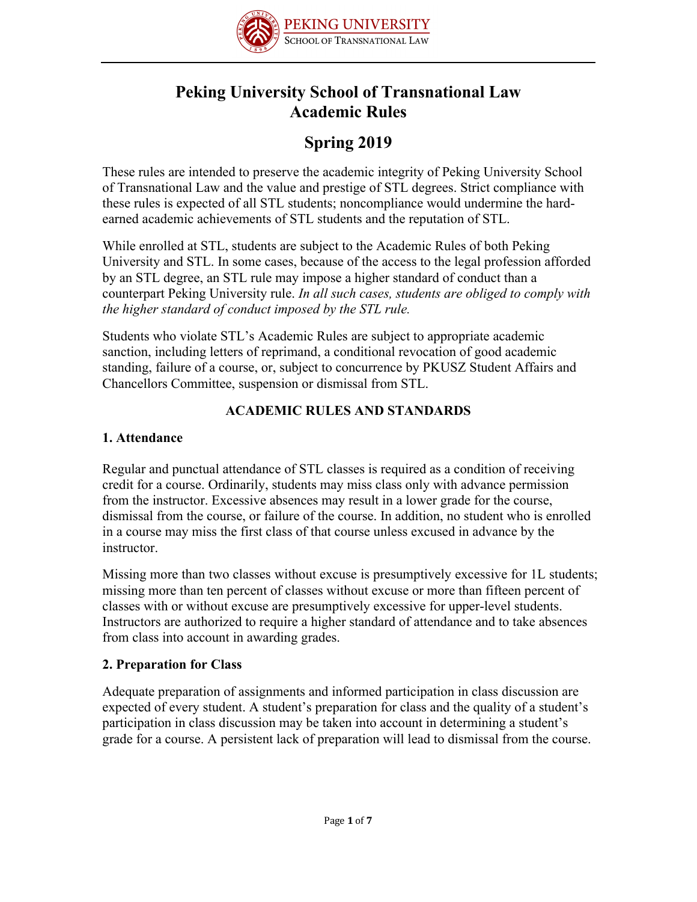# Peking University School of Transnational Law Academic Rules

## Spring 2019

These rules are intended to preserve the academic integrity of Peking University School of Transnational Law and the value and prestige of STL degrees. Strict compliance with these rules is expected of all STL students; noncompliance would undermine the hard-earned academic achievements of STL students and the reputation of STL.

While enrolled at STL, students are subject to the Academic Rules of both Peking University and STL. In some cases, because of the access to the legal profession afforded by an STL degree, an STL rule may impose a higher standard of conduct than a counterpart Peking University rule. *In all such cases, students are obliged to comply with the higher standard of conduct imposed by the STL rule.*

Students who violate STL's Academic Rules are subject to appropriate academic sanction, including letters of reprimand, a conditional revocation of good academic standing, failure of a course, or, subject to concurrence by PKUSZ Student Affairs and Chancellors Committee, suspension or dismissal from STL.

### ACADEMIC RULES AND STANDARDS

#### 1. Attendance

Regular and punctual attendance of STL classes is required as a condition of receiving credit for a course. Ordinarily, students may miss class only with advance permission from the instructor. Excessive absences may result in a lower grade for the course, dismissal from the course, or failure of the course. In addition, no student who is enrolled in a course may miss the first class of that course unless excused in advance by the instructor.

Missing more than two classes without excuse is presumptively excessive for 1L students; missing more than ten percent of classes without excuse or more than fifteen percent of classes with or without excuse are presumptively excessive for upper-level students. Instructors are authorized to require a higher standard of attendance and to take absences from class into account in awarding grades.

#### 2. Preparation for Class

Adequate preparation of assignments and informed participation in class discussion are expected of every student. A student's preparation for class and the quality of a student's participation in class discussion may be taken into account in determining a student's grade for a course. A persistent lack of preparation will lead to dismissal from the course.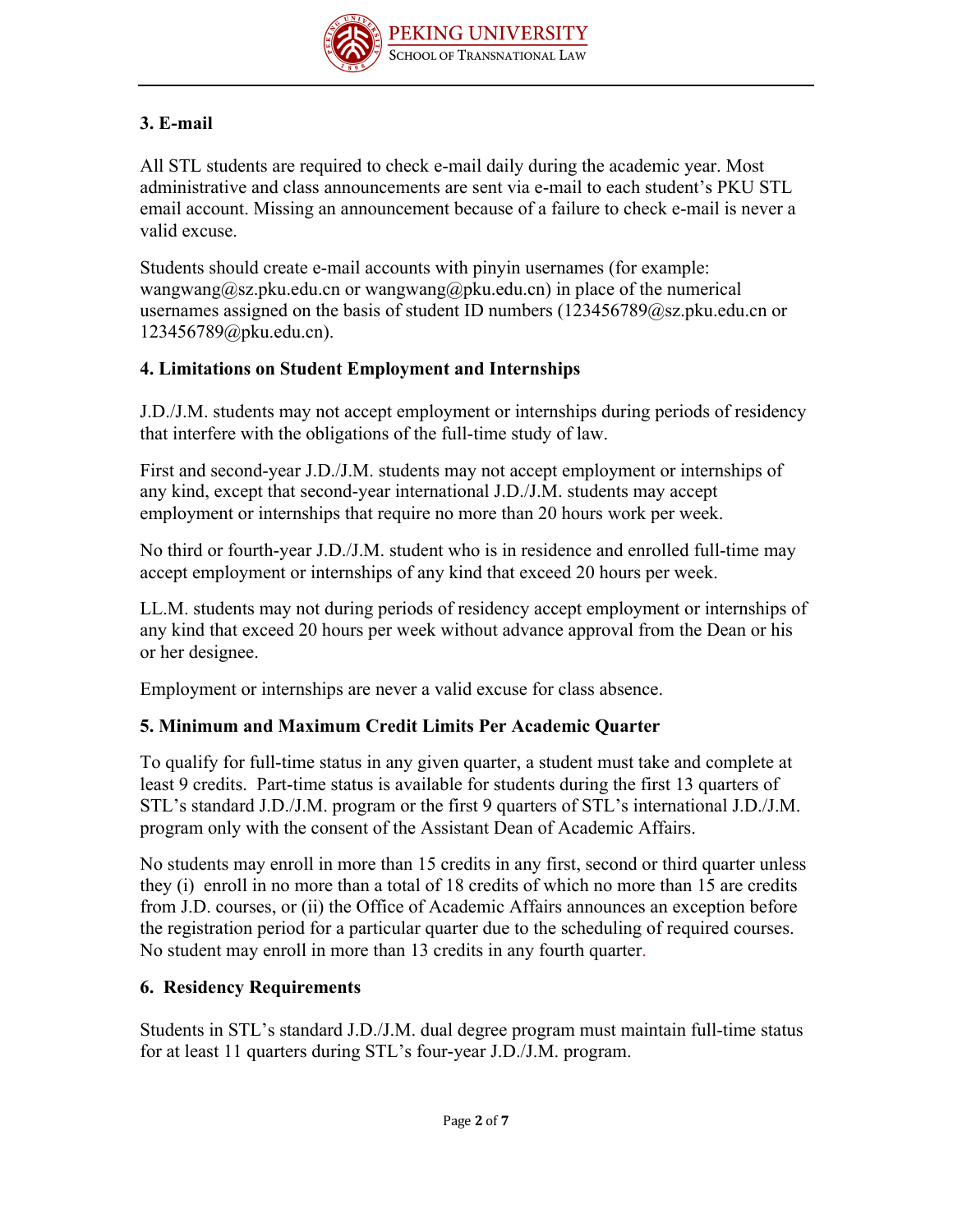### 3. E-mail

All STL students are required to check e-mail daily during the academic year. Most administrative and class announcements are sent via e-mail to each student's PKU STL email account. Missing an announcement because of a failure to check e-mail is never a valid excuse.

Students should create e-mail accounts with pinyin usernames (for example: wangwang@sz.pku.edu.cn or wangwang@pku.edu.cn) in place of the numerical usernames assigned on the basis of student ID numbers (123456789@sz.pku.edu.cn or 123456789@pku.edu.cn).

### 4. Limitations on Student Employment and Internships

J.D./J.M. students may not accept employment or internships during periods of residency that interfere with the obligations of the full-time study of law.

First and second-year J.D./J.M. students may not accept employment or internships of any kind, except that second-year international J.D./J.M. students may accept employment or internships that require no more than 20 hours work per week.

No third or fourth-year J.D./J.M. student who is in residence and enrolled full-time may accept employment or internships of any kind that exceed 20 hours per week.

LL.M. students may not during periods of residency accept employment or internships of any kind that exceed 20 hours per week without advance approval from the Dean or his or her designee.

Employment or internships are never a valid excuse for class absence.

### 5. Minimum and Maximum Credit Limits Per Academic Quarter

To qualify for full-time status in any given quarter, a student must take and complete at least 9 credits. Part-time status is available for students during the first 13 quarters of STL's standard J.D./J.M. program or the first 9 quarters of STL's international J.D./J.M. program only with the consent of the Assistant Dean of Academic Affairs.

No students may enroll in more than 15 credits in any first, second or third quarter unless they (i) enroll in no more than a total of 18 credits of which no more than 15 are credits from J.D. courses, or (ii) the Office of Academic Affairs announces an exception before the registration period for a particular quarter due to the scheduling of required courses. No student may enroll in more than 13 credits in any fourth quarter.

### 6. Residency Requirements

Students in STL's standard J.D./J.M. dual degree program must maintain full-time status for at least 11 quarters during STL's four-year J.D./J.M. program.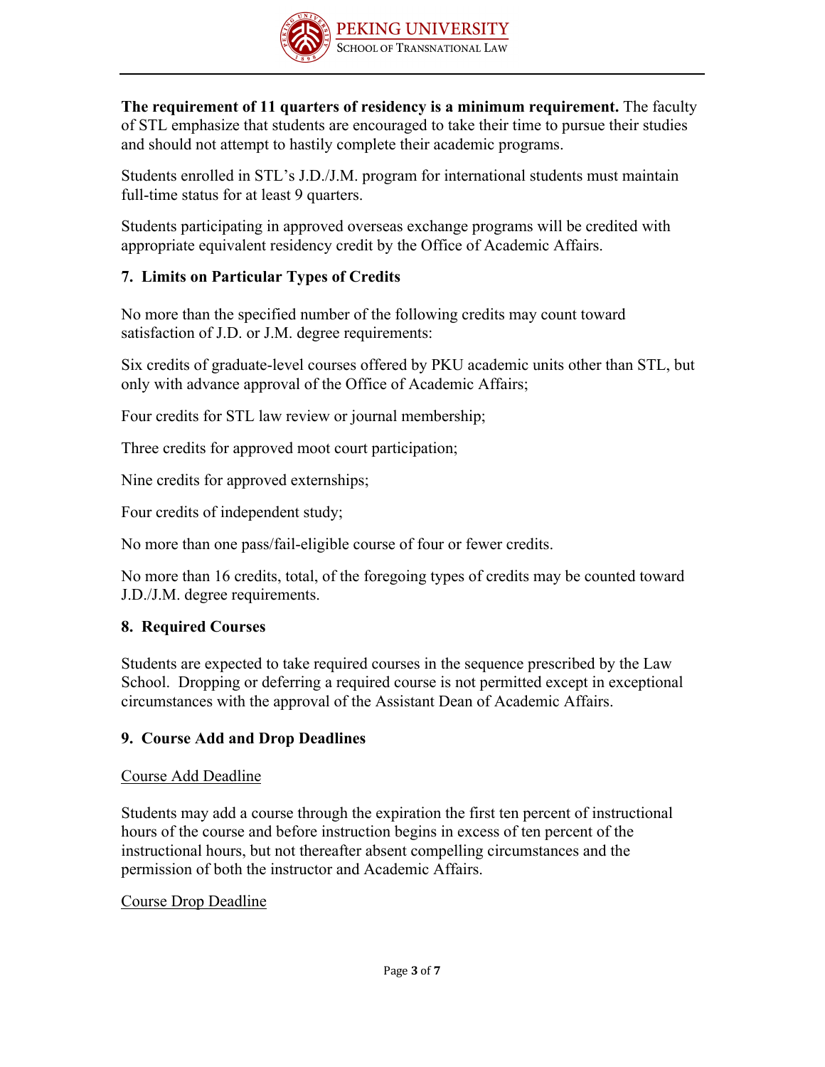**The requirement of 11 quarters of residency is a minimum requirement.** The faculty of STL emphasize that students are encouraged to take their time to pursue their studies and should not attempt to hastily complete their academic programs.

Students enrolled in STL's J.D./J.M. program for international students must maintain full-time status for at least 9 quarters.

Students participating in approved overseas exchange programs will be credited with appropriate equivalent residency credit by the Office of Academic Affairs.

### 7. Limits on Particular Types of Credits

No more than the specified number of the following credits may count toward satisfaction of J.D. or J.M. degree requirements:

Six credits of graduate-level courses offered by PKU academic units other than STL, but only with advance approval of the Office of Academic Affairs;

Four credits for STL law review or journal membership;

Three credits for approved moot court participation;

Nine credits for approved externships;

Four credits of independent study;

No more than one pass/fail-eligible course of four or fewer credits.

No more than 16 credits, total, of the foregoing types of credits may be counted toward J.D./J.M. degree requirements.

### 8. Required Courses

Students are expected to take required courses in the sequence prescribed by the Law School. Dropping or deferring a required course is not permitted except in exceptional circumstances with the approval of the Assistant Dean of Academic Affairs.

### 9. Course Add and Drop Deadlines

<u>Course Add Deadline</u>

Students may add a course through the expiration the first ten percent of instructional hours of the course and before instruction begins in excess of ten percent of the instructional hours, but not thereafter absent compelling circumstances and the permission of both the instructor and Academic Affairs.

<u>Course Drop Deadline</u>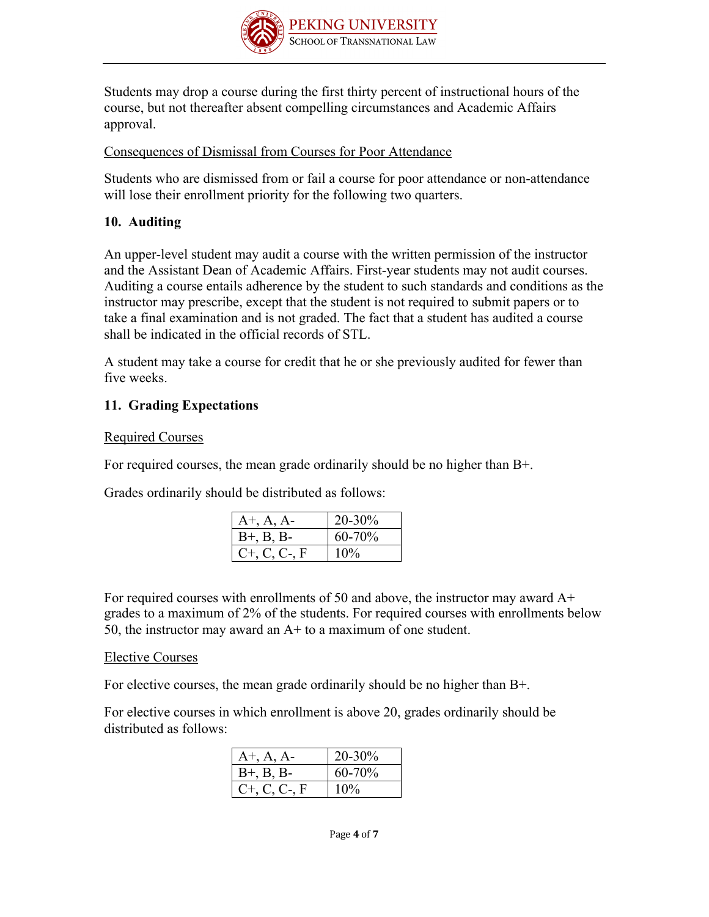Students may drop a course during the first thirty percent of instructional hours of the course, but not thereafter absent compelling circumstances and Academic Affairs approval.

Consequences of Dismissal from Courses for Poor Attendance

Students who are dismissed from or fail a course for poor attendance or non-attendance will lose their enrollment priority for the following two quarters.

### 10. Auditing

An upper-level student may audit a course with the written permission of the instructor and the Assistant Dean of Academic Affairs. First-year students may not audit courses. Auditing a course entails adherence by the student to such standards and conditions as the instructor may prescribe, except that the student is not required to submit papers or to take a final examination and is not graded. The fact that a student has audited a course shall be indicated in the official records of STL.

A student may take a course for credit that he or she previously audited for fewer than five weeks.

### 11. Grading Expectations

Required Courses

For required courses, the mean grade ordinarily should be no higher than B+.

Grades ordinarily should be distributed as follows:

| | |
|---|---|
| A+, A, A- | 20-30% |
| B+, B, B- | 60-70% |
| C+, C, C-, F | 10% |

For required courses with enrollments of 50 and above, the instructor may award A+ grades to a maximum of 2% of the students. For required courses with enrollments below 50, the instructor may award an A+ to a maximum of one student.

Elective Courses

For elective courses, the mean grade ordinarily should be no higher than B+.

For elective courses in which enrollment is above 20, grades ordinarily should be distributed as follows:

| | |
|---|---|
| A+, A, A- | 20-30% |
| B+, B, B- | 60-70% |
| C+, C, C-, F | 10% |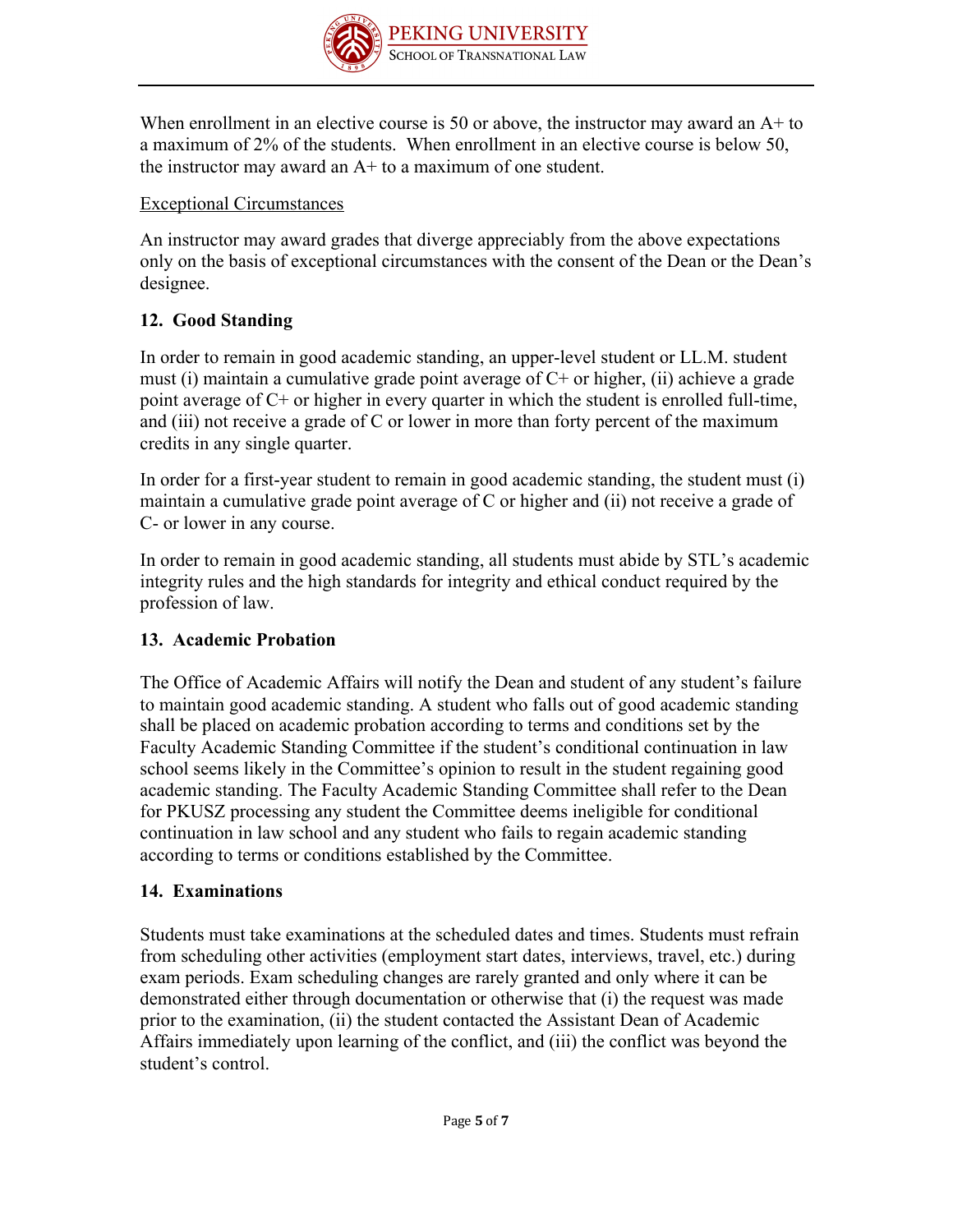When enrollment in an elective course is 50 or above, the instructor may award an A+ to a maximum of 2% of the students. When enrollment in an elective course is below 50, the instructor may award an A+ to a maximum of one student.

Exceptional Circumstances

An instructor may award grades that diverge appreciably from the above expectations only on the basis of exceptional circumstances with the consent of the Dean or the Dean's designee.

## 12. Good Standing

In order to remain in good academic standing, an upper-level student or LL.M. student must (i) maintain a cumulative grade point average of C+ or higher, (ii) achieve a grade point average of C+ or higher in every quarter in which the student is enrolled full-time, and (iii) not receive a grade of C or lower in more than forty percent of the maximum credits in any single quarter.

In order for a first-year student to remain in good academic standing, the student must (i) maintain a cumulative grade point average of C or higher and (ii) not receive a grade of C- or lower in any course.

In order to remain in good academic standing, all students must abide by STL's academic integrity rules and the high standards for integrity and ethical conduct required by the profession of law.

## 13. Academic Probation

The Office of Academic Affairs will notify the Dean and student of any student's failure to maintain good academic standing. A student who falls out of good academic standing shall be placed on academic probation according to terms and conditions set by the Faculty Academic Standing Committee if the student's conditional continuation in law school seems likely in the Committee's opinion to result in the student regaining good academic standing. The Faculty Academic Standing Committee shall refer to the Dean for PKUSZ processing any student the Committee deems ineligible for conditional continuation in law school and any student who fails to regain academic standing according to terms or conditions established by the Committee.

## 14. Examinations

Students must take examinations at the scheduled dates and times. Students must refrain from scheduling other activities (employment start dates, interviews, travel, etc.) during exam periods. Exam scheduling changes are rarely granted and only where it can be demonstrated either through documentation or otherwise that (i) the request was made prior to the examination, (ii) the student contacted the Assistant Dean of Academic Affairs immediately upon learning of the conflict, and (iii) the conflict was beyond the student's control.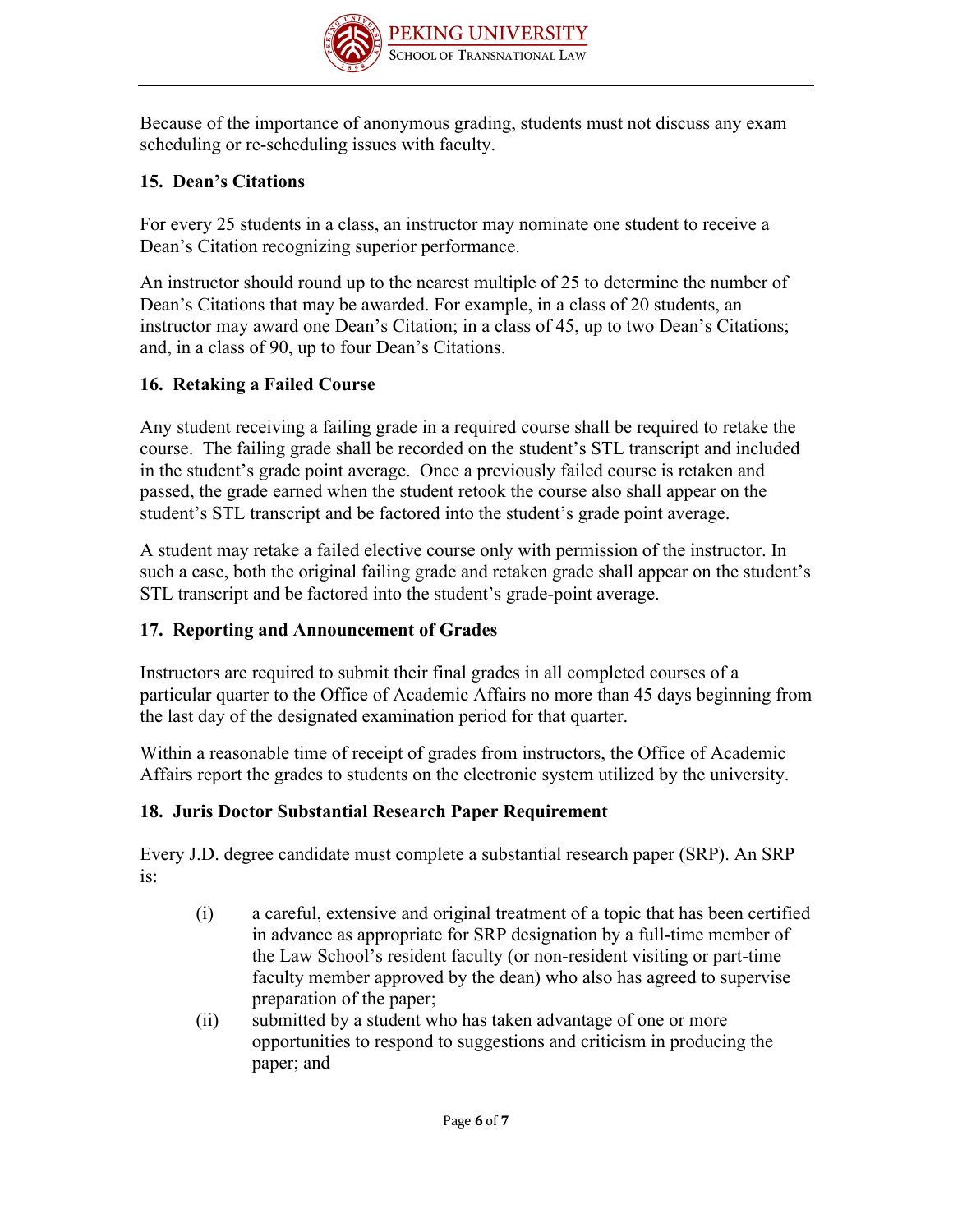Because of the importance of anonymous grading, students must not discuss any exam scheduling or re-scheduling issues with faculty.

### 15. Dean's Citations

For every 25 students in a class, an instructor may nominate one student to receive a Dean's Citation recognizing superior performance.

An instructor should round up to the nearest multiple of 25 to determine the number of Dean's Citations that may be awarded. For example, in a class of 20 students, an instructor may award one Dean's Citation; in a class of 45, up to two Dean's Citations; and, in a class of 90, up to four Dean's Citations.

### 16. Retaking a Failed Course

Any student receiving a failing grade in a required course shall be required to retake the course. The failing grade shall be recorded on the student's STL transcript and included in the student's grade point average. Once a previously failed course is retaken and passed, the grade earned when the student retook the course also shall appear on the student's STL transcript and be factored into the student's grade point average.

A student may retake a failed elective course only with permission of the instructor. In such a case, both the original failing grade and retaken grade shall appear on the student's STL transcript and be factored into the student's grade-point average.

### 17. Reporting and Announcement of Grades

Instructors are required to submit their final grades in all completed courses of a particular quarter to the Office of Academic Affairs no more than 45 days beginning from the last day of the designated examination period for that quarter.

Within a reasonable time of receipt of grades from instructors, the Office of Academic Affairs report the grades to students on the electronic system utilized by the university.

### 18. Juris Doctor Substantial Research Paper Requirement

Every J.D. degree candidate must complete a substantial research paper (SRP). An SRP is:

(i) a careful, extensive and original treatment of a topic that has been certified in advance as appropriate for SRP designation by a full-time member of the Law School's resident faculty (or non-resident visiting or part-time faculty member approved by the dean) who also has agreed to supervise preparation of the paper;

(ii) submitted by a student who has taken advantage of one or more opportunities to respond to suggestions and criticism in producing the paper; and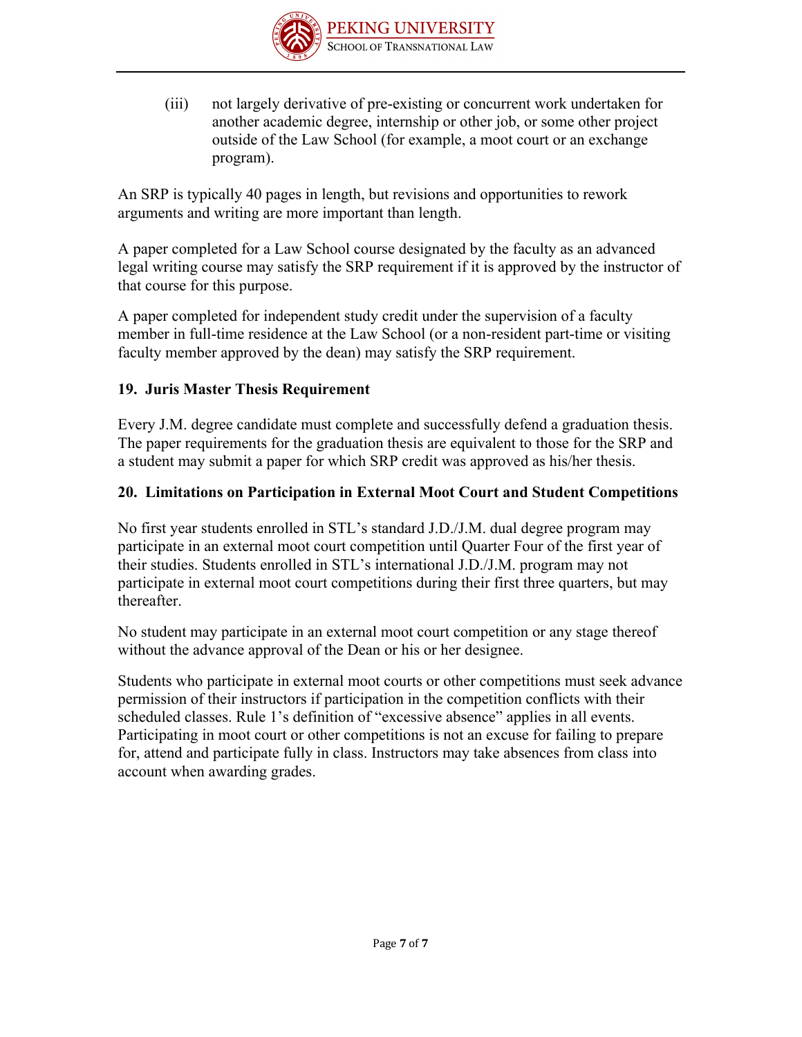(iii) not largely derivative of pre-existing or concurrent work undertaken for another academic degree, internship or other job, or some other project outside of the Law School (for example, a moot court or an exchange program).

An SRP is typically 40 pages in length, but revisions and opportunities to rework arguments and writing are more important than length.

A paper completed for a Law School course designated by the faculty as an advanced legal writing course may satisfy the SRP requirement if it is approved by the instructor of that course for this purpose.

A paper completed for independent study credit under the supervision of a faculty member in full-time residence at the Law School (or a non-resident part-time or visiting faculty member approved by the dean) may satisfy the SRP requirement.

### 19. Juris Master Thesis Requirement

Every J.M. degree candidate must complete and successfully defend a graduation thesis. The paper requirements for the graduation thesis are equivalent to those for the SRP and a student may submit a paper for which SRP credit was approved as his/her thesis.

### 20. Limitations on Participation in External Moot Court and Student Competitions

No first year students enrolled in STL's standard J.D./J.M. dual degree program may participate in an external moot court competition until Quarter Four of the first year of their studies. Students enrolled in STL's international J.D./J.M. program may not participate in external moot court competitions during their first three quarters, but may thereafter.

No student may participate in an external moot court competition or any stage thereof without the advance approval of the Dean or his or her designee.

Students who participate in external moot courts or other competitions must seek advance permission of their instructors if participation in the competition conflicts with their scheduled classes. Rule 1's definition of "excessive absence" applies in all events. Participating in moot court or other competitions is not an excuse for failing to prepare for, attend and participate fully in class. Instructors may take absences from class into account when awarding grades.